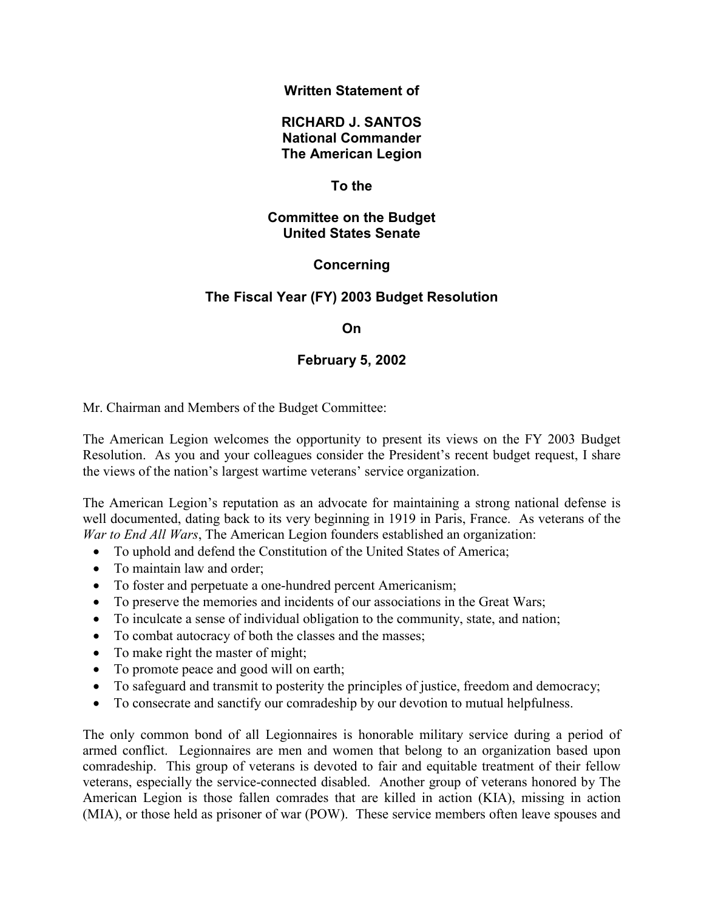**Written Statement of**

**RICHARD J. SANTOS**
**National Commander**
**The American Legion**

**To the**

**Committee on the Budget**
**United States Senate**

**Concerning**

**The Fiscal Year (FY) 2003 Budget Resolution**

**On**

**February 5, 2002**

Mr. Chairman and Members of the Budget Committee:

The American Legion welcomes the opportunity to present its views on the FY 2003 Budget Resolution. As you and your colleagues consider the President's recent budget request, I share the views of the nation's largest wartime veterans' service organization.

The American Legion's reputation as an advocate for maintaining a strong national defense is well documented, dating back to its very beginning in 1919 in Paris, France. As veterans of the *War to End All Wars*, The American Legion founders established an organization:

- To uphold and defend the Constitution of the United States of America;
- To maintain law and order;
- To foster and perpetuate a one-hundred percent Americanism;
- To preserve the memories and incidents of our associations in the Great Wars;
- To inculcate a sense of individual obligation to the community, state, and nation;
- To combat autocracy of both the classes and the masses;
- To make right the master of might;
- To promote peace and good will on earth;
- To safeguard and transmit to posterity the principles of justice, freedom and democracy;
- To consecrate and sanctify our comradeship by our devotion to mutual helpfulness.

The only common bond of all Legionnaires is honorable military service during a period of armed conflict. Legionnaires are men and women that belong to an organization based upon comradeship. This group of veterans is devoted to fair and equitable treatment of their fellow veterans, especially the service-connected disabled. Another group of veterans honored by The American Legion is those fallen comrades that are killed in action (KIA), missing in action (MIA), or those held as prisoner of war (POW). These service members often leave spouses and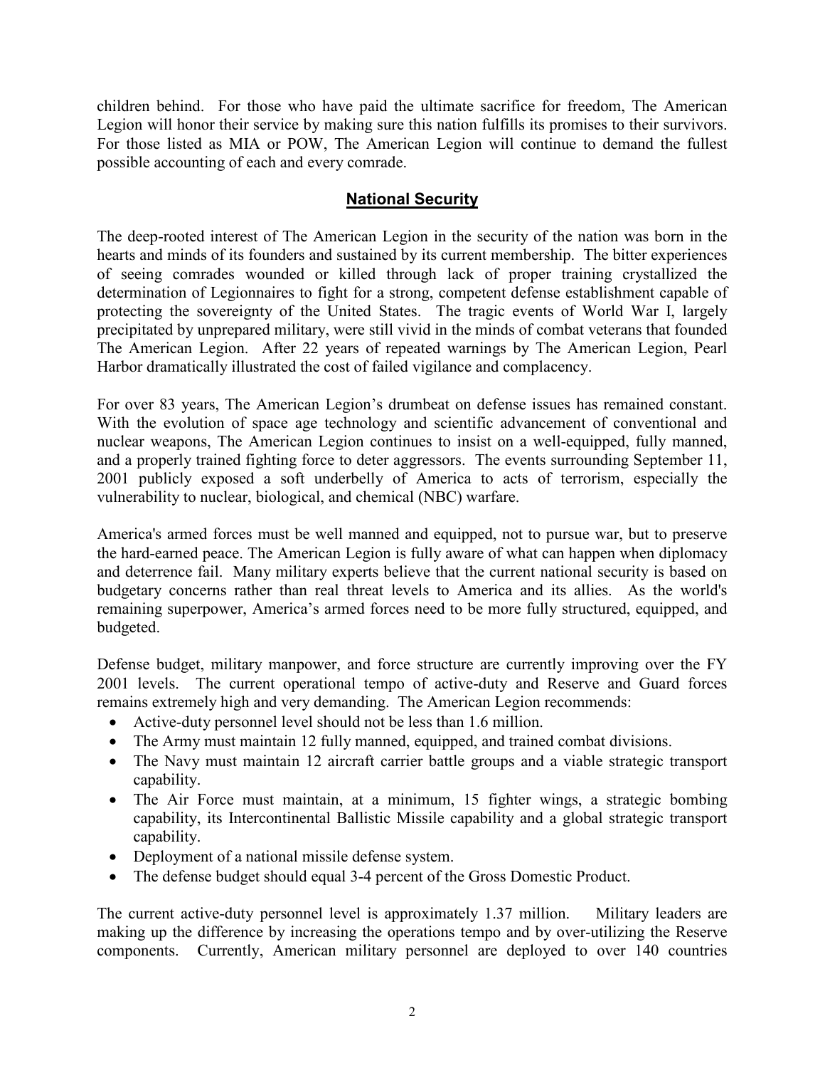children behind. For those who have paid the ultimate sacrifice for freedom, The American Legion will honor their service by making sure this nation fulfills its promises to their survivors. For those listed as MIA or POW, The American Legion will continue to demand the fullest possible accounting of each and every comrade.

## National Security

The deep-rooted interest of The American Legion in the security of the nation was born in the hearts and minds of its founders and sustained by its current membership. The bitter experiences of seeing comrades wounded or killed through lack of proper training crystallized the determination of Legionnaires to fight for a strong, competent defense establishment capable of protecting the sovereignty of the United States. The tragic events of World War I, largely precipitated by unprepared military, were still vivid in the minds of combat veterans that founded The American Legion. After 22 years of repeated warnings by The American Legion, Pearl Harbor dramatically illustrated the cost of failed vigilance and complacency.

For over 83 years, The American Legion's drumbeat on defense issues has remained constant. With the evolution of space age technology and scientific advancement of conventional and nuclear weapons, The American Legion continues to insist on a well-equipped, fully manned, and a properly trained fighting force to deter aggressors. The events surrounding September 11, 2001 publicly exposed a soft underbelly of America to acts of terrorism, especially the vulnerability to nuclear, biological, and chemical (NBC) warfare.

America's armed forces must be well manned and equipped, not to pursue war, but to preserve the hard-earned peace. The American Legion is fully aware of what can happen when diplomacy and deterrence fail. Many military experts believe that the current national security is based on budgetary concerns rather than real threat levels to America and its allies. As the world's remaining superpower, America's armed forces need to be more fully structured, equipped, and budgeted.

Defense budget, military manpower, and force structure are currently improving over the FY 2001 levels. The current operational tempo of active-duty and Reserve and Guard forces remains extremely high and very demanding. The American Legion recommends:

- Active-duty personnel level should not be less than 1.6 million.
- The Army must maintain 12 fully manned, equipped, and trained combat divisions.
- The Navy must maintain 12 aircraft carrier battle groups and a viable strategic transport capability.
- The Air Force must maintain, at a minimum, 15 fighter wings, a strategic bombing capability, its Intercontinental Ballistic Missile capability and a global strategic transport capability.
- Deployment of a national missile defense system.
- The defense budget should equal 3-4 percent of the Gross Domestic Product.

The current active-duty personnel level is approximately 1.37 million. Military leaders are making up the difference by increasing the operations tempo and by over-utilizing the Reserve components. Currently, American military personnel are deployed to over 140 countries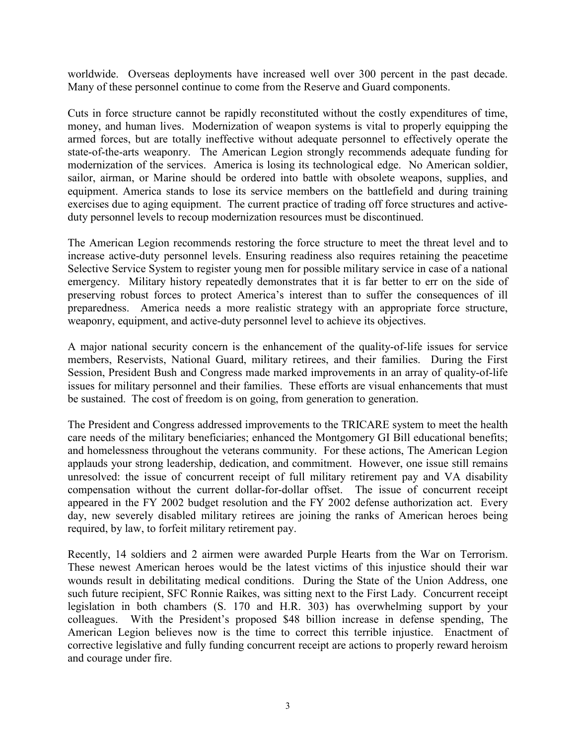worldwide. Overseas deployments have increased well over 300 percent in the past decade. Many of these personnel continue to come from the Reserve and Guard components.

Cuts in force structure cannot be rapidly reconstituted without the costly expenditures of time, money, and human lives. Modernization of weapon systems is vital to properly equipping the armed forces, but are totally ineffective without adequate personnel to effectively operate the state-of-the-arts weaponry. The American Legion strongly recommends adequate funding for modernization of the services. America is losing its technological edge. No American soldier, sailor, airman, or Marine should be ordered into battle with obsolete weapons, supplies, and equipment. America stands to lose its service members on the battlefield and during training exercises due to aging equipment. The current practice of trading off force structures and active-duty personnel levels to recoup modernization resources must be discontinued.

The American Legion recommends restoring the force structure to meet the threat level and to increase active-duty personnel levels. Ensuring readiness also requires retaining the peacetime Selective Service System to register young men for possible military service in case of a national emergency. Military history repeatedly demonstrates that it is far better to err on the side of preserving robust forces to protect America's interest than to suffer the consequences of ill preparedness. America needs a more realistic strategy with an appropriate force structure, weaponry, equipment, and active-duty personnel level to achieve its objectives.

A major national security concern is the enhancement of the quality-of-life issues for service members, Reservists, National Guard, military retirees, and their families. During the First Session, President Bush and Congress made marked improvements in an array of quality-of-life issues for military personnel and their families. These efforts are visual enhancements that must be sustained. The cost of freedom is on going, from generation to generation.

The President and Congress addressed improvements to the TRICARE system to meet the health care needs of the military beneficiaries; enhanced the Montgomery GI Bill educational benefits; and homelessness throughout the veterans community. For these actions, The American Legion applauds your strong leadership, dedication, and commitment. However, one issue still remains unresolved: the issue of concurrent receipt of full military retirement pay and VA disability compensation without the current dollar-for-dollar offset. The issue of concurrent receipt appeared in the FY 2002 budget resolution and the FY 2002 defense authorization act. Every day, new severely disabled military retirees are joining the ranks of American heroes being required, by law, to forfeit military retirement pay.

Recently, 14 soldiers and 2 airmen were awarded Purple Hearts from the War on Terrorism. These newest American heroes would be the latest victims of this injustice should their war wounds result in debilitating medical conditions. During the State of the Union Address, one such future recipient, SFC Ronnie Raikes, was sitting next to the First Lady. Concurrent receipt legislation in both chambers (S. 170 and H.R. 303) has overwhelming support by your colleagues. With the President's proposed $48 billion increase in defense spending, The American Legion believes now is the time to correct this terrible injustice. Enactment of corrective legislative and fully funding concurrent receipt are actions to properly reward heroism and courage under fire.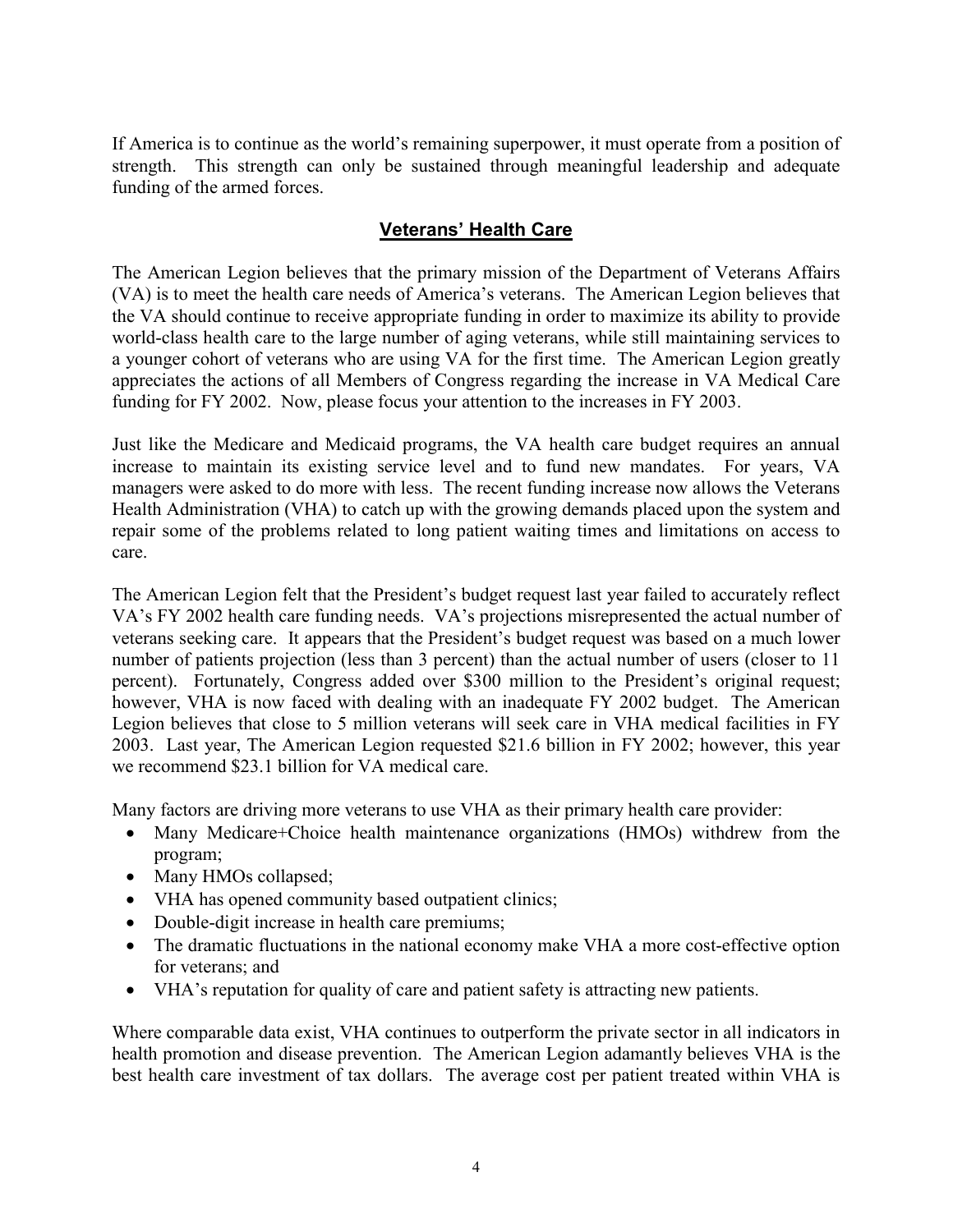If America is to continue as the world's remaining superpower, it must operate from a position of strength. This strength can only be sustained through meaningful leadership and adequate funding of the armed forces.

## Veterans' Health Care

The American Legion believes that the primary mission of the Department of Veterans Affairs (VA) is to meet the health care needs of America's veterans. The American Legion believes that the VA should continue to receive appropriate funding in order to maximize its ability to provide world-class health care to the large number of aging veterans, while still maintaining services to a younger cohort of veterans who are using VA for the first time. The American Legion greatly appreciates the actions of all Members of Congress regarding the increase in VA Medical Care funding for FY 2002. Now, please focus your attention to the increases in FY 2003.

Just like the Medicare and Medicaid programs, the VA health care budget requires an annual increase to maintain its existing service level and to fund new mandates. For years, VA managers were asked to do more with less. The recent funding increase now allows the Veterans Health Administration (VHA) to catch up with the growing demands placed upon the system and repair some of the problems related to long patient waiting times and limitations on access to care.

The American Legion felt that the President's budget request last year failed to accurately reflect VA's FY 2002 health care funding needs. VA's projections misrepresented the actual number of veterans seeking care. It appears that the President's budget request was based on a much lower number of patients projection (less than 3 percent) than the actual number of users (closer to 11 percent). Fortunately, Congress added over $300 million to the President's original request; however, VHA is now faced with dealing with an inadequate FY 2002 budget. The American Legion believes that close to 5 million veterans will seek care in VHA medical facilities in FY 2003. Last year, The American Legion requested $21.6 billion in FY 2002; however, this year we recommend $23.1 billion for VA medical care.

Many factors are driving more veterans to use VHA as their primary health care provider:

- Many Medicare+Choice health maintenance organizations (HMOs) withdrew from the program;
- Many HMOs collapsed;
- VHA has opened community based outpatient clinics;
- Double-digit increase in health care premiums;
- The dramatic fluctuations in the national economy make VHA a more cost-effective option for veterans; and
- VHA's reputation for quality of care and patient safety is attracting new patients.

Where comparable data exist, VHA continues to outperform the private sector in all indicators in health promotion and disease prevention. The American Legion adamantly believes VHA is the best health care investment of tax dollars. The average cost per patient treated within VHA is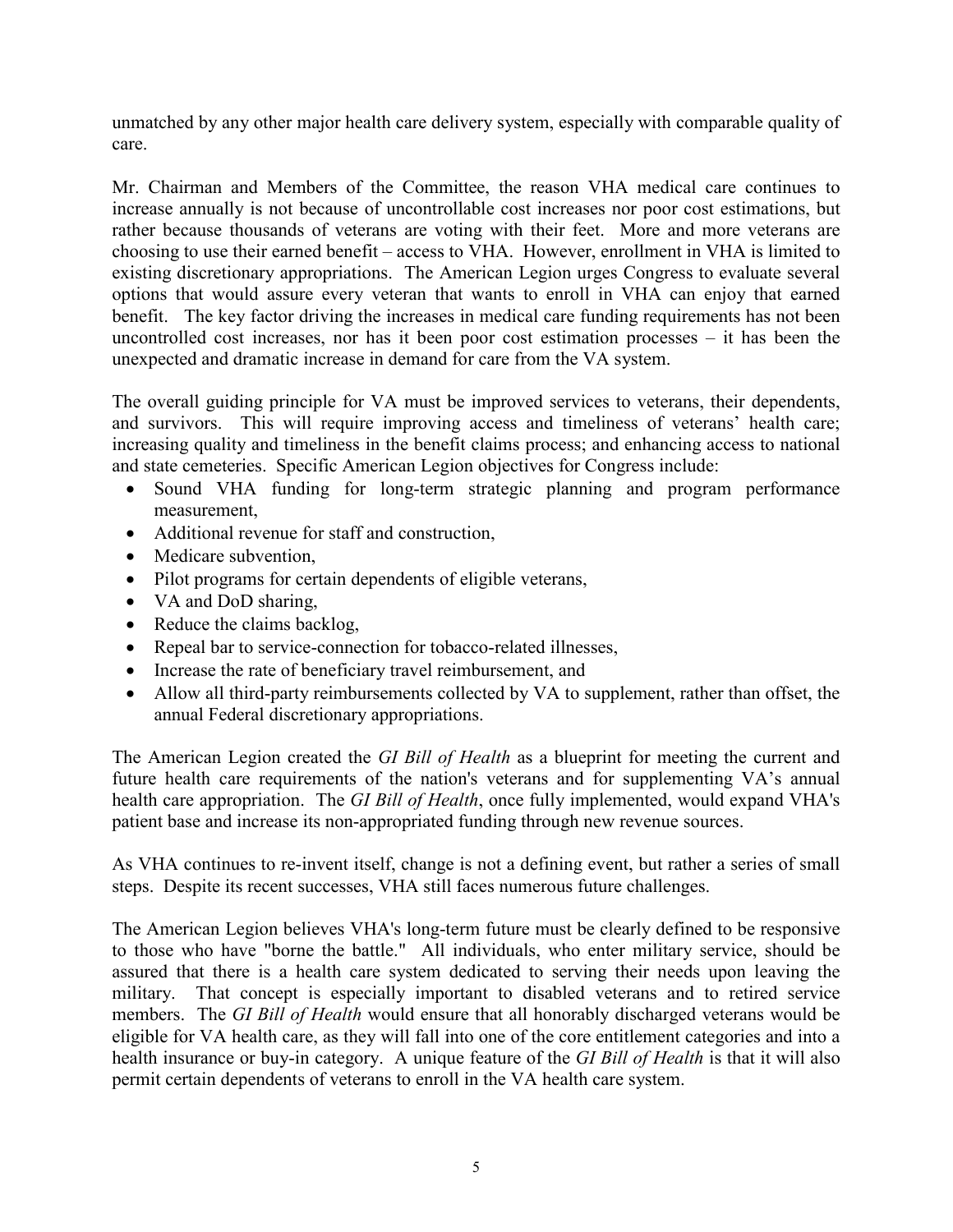unmatched by any other major health care delivery system, especially with comparable quality of care.

Mr. Chairman and Members of the Committee, the reason VHA medical care continues to increase annually is not because of uncontrollable cost increases nor poor cost estimations, but rather because thousands of veterans are voting with their feet. More and more veterans are choosing to use their earned benefit – access to VHA. However, enrollment in VHA is limited to existing discretionary appropriations. The American Legion urges Congress to evaluate several options that would assure every veteran that wants to enroll in VHA can enjoy that earned benefit. The key factor driving the increases in medical care funding requirements has not been uncontrolled cost increases, nor has it been poor cost estimation processes – it has been the unexpected and dramatic increase in demand for care from the VA system.

The overall guiding principle for VA must be improved services to veterans, their dependents, and survivors. This will require improving access and timeliness of veterans' health care; increasing quality and timeliness in the benefit claims process; and enhancing access to national and state cemeteries. Specific American Legion objectives for Congress include:

- Sound VHA funding for long-term strategic planning and program performance measurement,
- Additional revenue for staff and construction,
- Medicare subvention,
- Pilot programs for certain dependents of eligible veterans,
- VA and DoD sharing,
- Reduce the claims backlog,
- Repeal bar to service-connection for tobacco-related illnesses,
- Increase the rate of beneficiary travel reimbursement, and
- Allow all third-party reimbursements collected by VA to supplement, rather than offset, the annual Federal discretionary appropriations.

The American Legion created the *GI Bill of Health* as a blueprint for meeting the current and future health care requirements of the nation's veterans and for supplementing VA's annual health care appropriation. The *GI Bill of Health*, once fully implemented, would expand VHA's patient base and increase its non-appropriated funding through new revenue sources.

As VHA continues to re-invent itself, change is not a defining event, but rather a series of small steps. Despite its recent successes, VHA still faces numerous future challenges.

The American Legion believes VHA's long-term future must be clearly defined to be responsive to those who have "borne the battle." All individuals, who enter military service, should be assured that there is a health care system dedicated to serving their needs upon leaving the military. That concept is especially important to disabled veterans and to retired service members. The *GI Bill of Health* would ensure that all honorably discharged veterans would be eligible for VA health care, as they will fall into one of the core entitlement categories and into a health insurance or buy-in category. A unique feature of the *GI Bill of Health* is that it will also permit certain dependents of veterans to enroll in the VA health care system.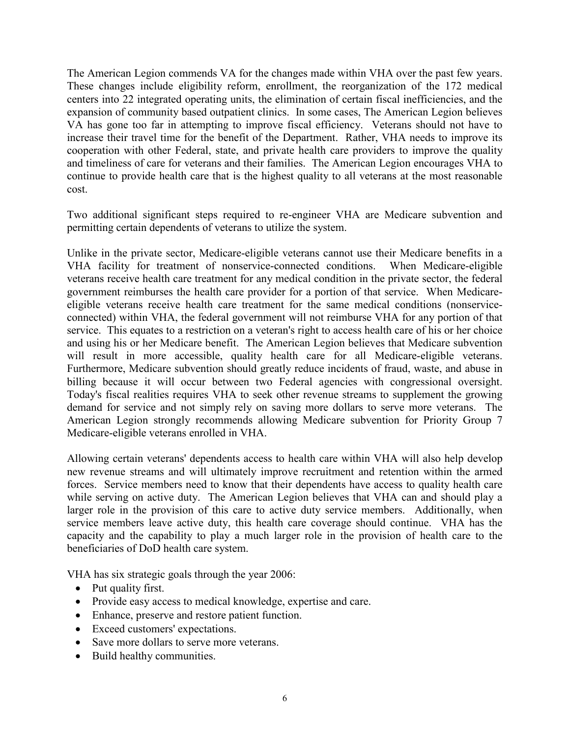The American Legion commends VA for the changes made within VHA over the past few years. These changes include eligibility reform, enrollment, the reorganization of the 172 medical centers into 22 integrated operating units, the elimination of certain fiscal inefficiencies, and the expansion of community based outpatient clinics. In some cases, The American Legion believes VA has gone too far in attempting to improve fiscal efficiency. Veterans should not have to increase their travel time for the benefit of the Department. Rather, VHA needs to improve its cooperation with other Federal, state, and private health care providers to improve the quality and timeliness of care for veterans and their families. The American Legion encourages VHA to continue to provide health care that is the highest quality to all veterans at the most reasonable cost.

Two additional significant steps required to re-engineer VHA are Medicare subvention and permitting certain dependents of veterans to utilize the system.

Unlike in the private sector, Medicare-eligible veterans cannot use their Medicare benefits in a VHA facility for treatment of nonservice-connected conditions. When Medicare-eligible veterans receive health care treatment for any medical condition in the private sector, the federal government reimburses the health care provider for a portion of that service. When Medicare-eligible veterans receive health care treatment for the same medical conditions (nonservice-connected) within VHA, the federal government will not reimburse VHA for any portion of that service. This equates to a restriction on a veteran's right to access health care of his or her choice and using his or her Medicare benefit. The American Legion believes that Medicare subvention will result in more accessible, quality health care for all Medicare-eligible veterans. Furthermore, Medicare subvention should greatly reduce incidents of fraud, waste, and abuse in billing because it will occur between two Federal agencies with congressional oversight. Today's fiscal realities requires VHA to seek other revenue streams to supplement the growing demand for service and not simply rely on saving more dollars to serve more veterans. The American Legion strongly recommends allowing Medicare subvention for Priority Group 7 Medicare-eligible veterans enrolled in VHA.

Allowing certain veterans' dependents access to health care within VHA will also help develop new revenue streams and will ultimately improve recruitment and retention within the armed forces. Service members need to know that their dependents have access to quality health care while serving on active duty. The American Legion believes that VHA can and should play a larger role in the provision of this care to active duty service members. Additionally, when service members leave active duty, this health care coverage should continue. VHA has the capacity and the capability to play a much larger role in the provision of health care to the beneficiaries of DoD health care system.

VHA has six strategic goals through the year 2006:

- Put quality first.
- Provide easy access to medical knowledge, expertise and care.
- Enhance, preserve and restore patient function.
- Exceed customers' expectations.
- Save more dollars to serve more veterans.
- Build healthy communities.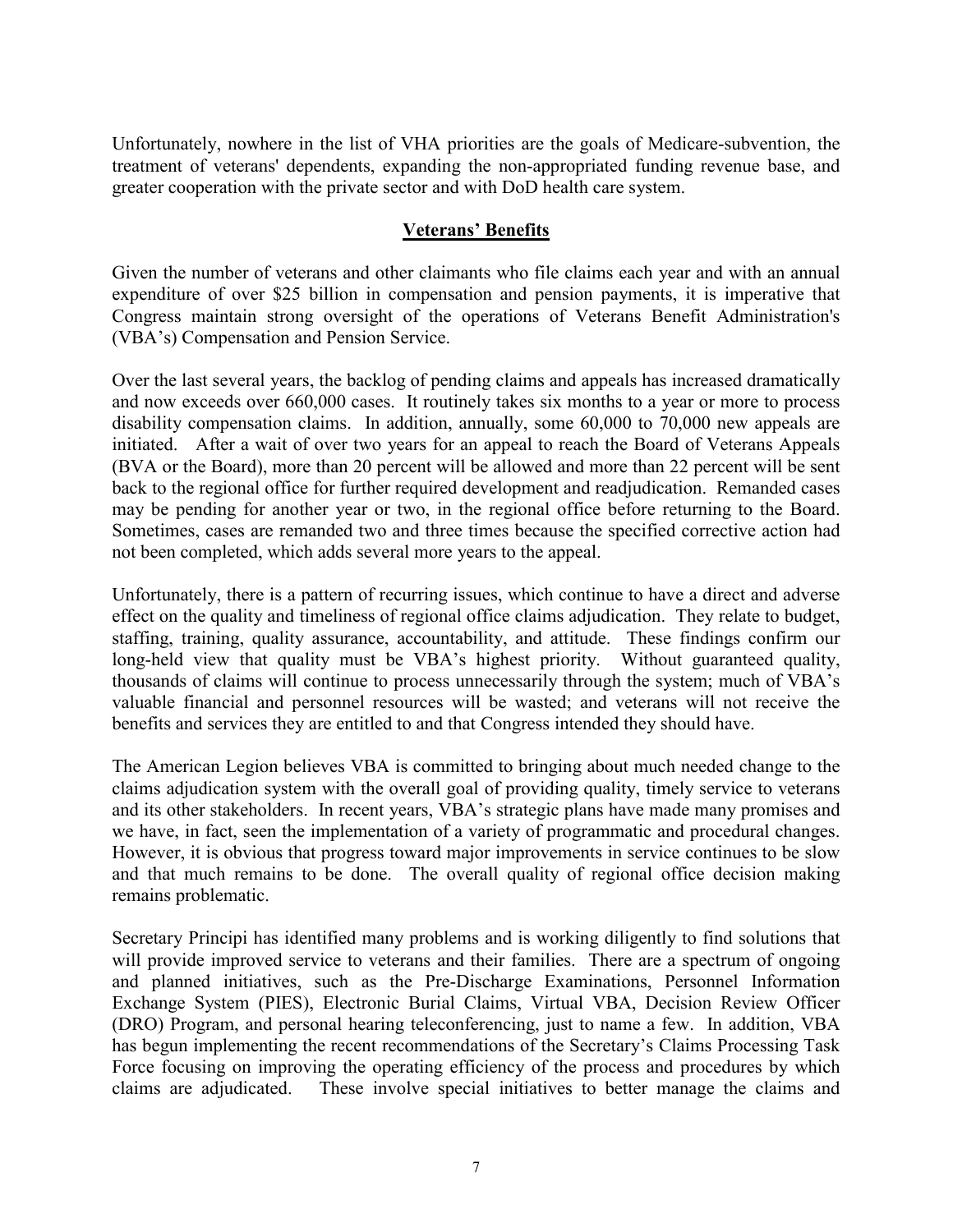Unfortunately, nowhere in the list of VHA priorities are the goals of Medicare-subvention, the treatment of veterans' dependents, expanding the non-appropriated funding revenue base, and greater cooperation with the private sector and with DoD health care system.

## **Veterans' Benefits**

Given the number of veterans and other claimants who file claims each year and with an annual expenditure of over $25 billion in compensation and pension payments, it is imperative that Congress maintain strong oversight of the operations of Veterans Benefit Administration's (VBA's) Compensation and Pension Service.

Over the last several years, the backlog of pending claims and appeals has increased dramatically and now exceeds over 660,000 cases. It routinely takes six months to a year or more to process disability compensation claims. In addition, annually, some 60,000 to 70,000 new appeals are initiated. After a wait of over two years for an appeal to reach the Board of Veterans Appeals (BVA or the Board), more than 20 percent will be allowed and more than 22 percent will be sent back to the regional office for further required development and readjudication. Remanded cases may be pending for another year or two, in the regional office before returning to the Board. Sometimes, cases are remanded two and three times because the specified corrective action had not been completed, which adds several more years to the appeal.

Unfortunately, there is a pattern of recurring issues, which continue to have a direct and adverse effect on the quality and timeliness of regional office claims adjudication. They relate to budget, staffing, training, quality assurance, accountability, and attitude. These findings confirm our long-held view that quality must be VBA's highest priority. Without guaranteed quality, thousands of claims will continue to process unnecessarily through the system; much of VBA's valuable financial and personnel resources will be wasted; and veterans will not receive the benefits and services they are entitled to and that Congress intended they should have.

The American Legion believes VBA is committed to bringing about much needed change to the claims adjudication system with the overall goal of providing quality, timely service to veterans and its other stakeholders. In recent years, VBA's strategic plans have made many promises and we have, in fact, seen the implementation of a variety of programmatic and procedural changes. However, it is obvious that progress toward major improvements in service continues to be slow and that much remains to be done. The overall quality of regional office decision making remains problematic.

Secretary Principi has identified many problems and is working diligently to find solutions that will provide improved service to veterans and their families. There are a spectrum of ongoing and planned initiatives, such as the Pre-Discharge Examinations, Personnel Information Exchange System (PIES), Electronic Burial Claims, Virtual VBA, Decision Review Officer (DRO) Program, and personal hearing teleconferencing, just to name a few. In addition, VBA has begun implementing the recent recommendations of the Secretary's Claims Processing Task Force focusing on improving the operating efficiency of the process and procedures by which claims are adjudicated. These involve special initiatives to better manage the claims and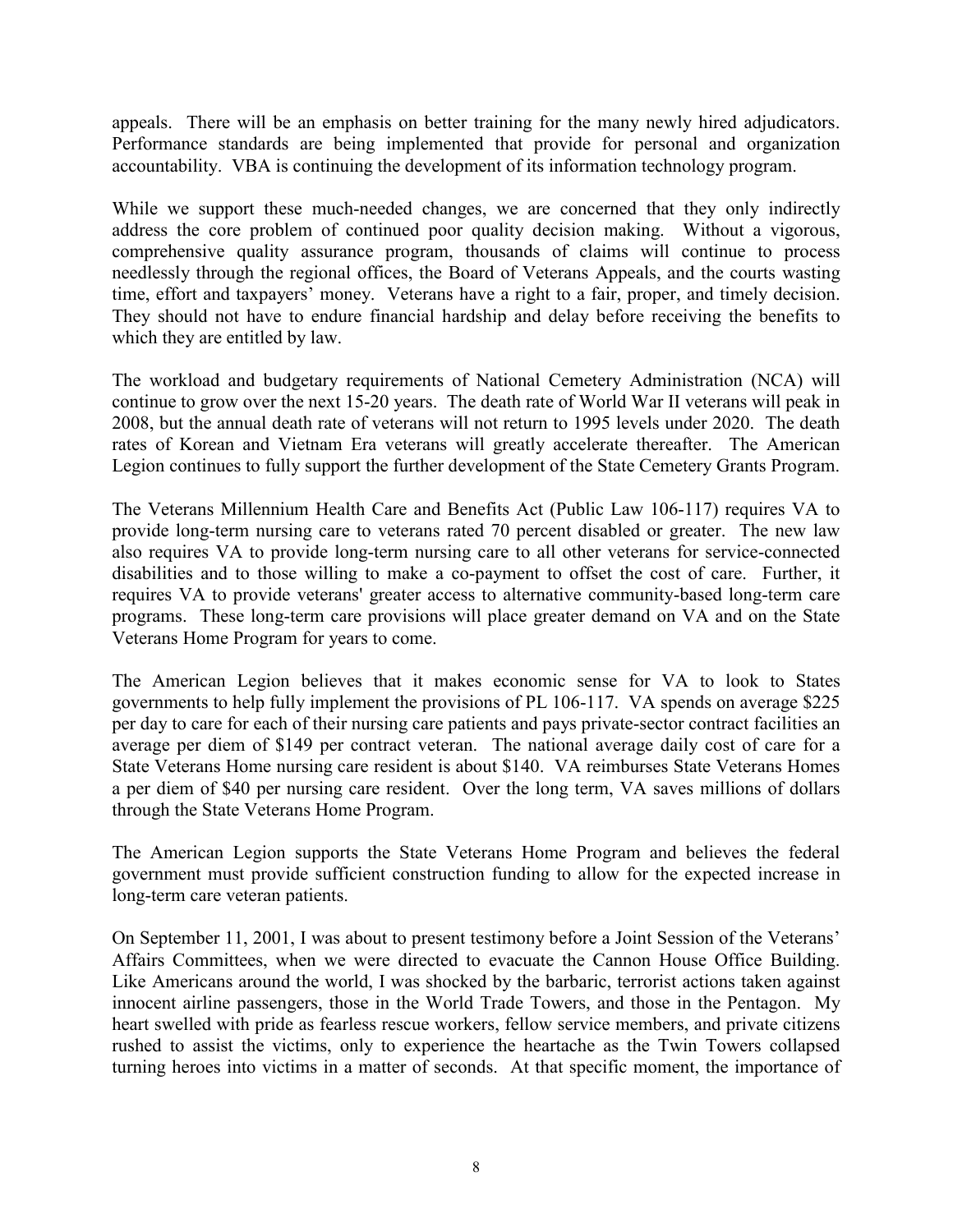appeals. There will be an emphasis on better training for the many newly hired adjudicators. Performance standards are being implemented that provide for personal and organization accountability. VBA is continuing the development of its information technology program.

While we support these much-needed changes, we are concerned that they only indirectly address the core problem of continued poor quality decision making. Without a vigorous, comprehensive quality assurance program, thousands of claims will continue to process needlessly through the regional offices, the Board of Veterans Appeals, and the courts wasting time, effort and taxpayers' money. Veterans have a right to a fair, proper, and timely decision. They should not have to endure financial hardship and delay before receiving the benefits to which they are entitled by law.

The workload and budgetary requirements of National Cemetery Administration (NCA) will continue to grow over the next 15-20 years. The death rate of World War II veterans will peak in 2008, but the annual death rate of veterans will not return to 1995 levels under 2020. The death rates of Korean and Vietnam Era veterans will greatly accelerate thereafter. The American Legion continues to fully support the further development of the State Cemetery Grants Program.

The Veterans Millennium Health Care and Benefits Act (Public Law 106-117) requires VA to provide long-term nursing care to veterans rated 70 percent disabled or greater. The new law also requires VA to provide long-term nursing care to all other veterans for service-connected disabilities and to those willing to make a co-payment to offset the cost of care. Further, it requires VA to provide veterans' greater access to alternative community-based long-term care programs. These long-term care provisions will place greater demand on VA and on the State Veterans Home Program for years to come.

The American Legion believes that it makes economic sense for VA to look to States governments to help fully implement the provisions of PL 106-117. VA spends on average $225 per day to care for each of their nursing care patients and pays private-sector contract facilities an average per diem of $149 per contract veteran. The national average daily cost of care for a State Veterans Home nursing care resident is about $140. VA reimburses State Veterans Homes a per diem of $40 per nursing care resident. Over the long term, VA saves millions of dollars through the State Veterans Home Program.

The American Legion supports the State Veterans Home Program and believes the federal government must provide sufficient construction funding to allow for the expected increase in long-term care veteran patients.

On September 11, 2001, I was about to present testimony before a Joint Session of the Veterans' Affairs Committees, when we were directed to evacuate the Cannon House Office Building. Like Americans around the world, I was shocked by the barbaric, terrorist actions taken against innocent airline passengers, those in the World Trade Towers, and those in the Pentagon. My heart swelled with pride as fearless rescue workers, fellow service members, and private citizens rushed to assist the victims, only to experience the heartache as the Twin Towers collapsed turning heroes into victims in a matter of seconds. At that specific moment, the importance of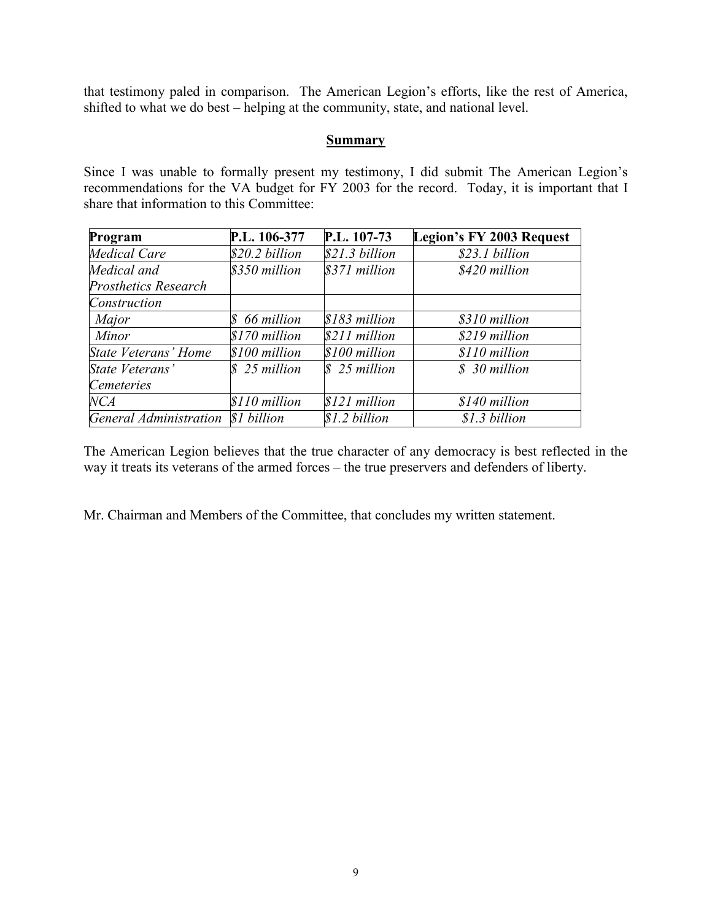that testimony paled in comparison. The American Legion's efforts, like the rest of America, shifted to what we do best – helping at the community, state, and national level.

## Summary

Since I was unable to formally present my testimony, I did submit The American Legion's recommendations for the VA budget for FY 2003 for the record. Today, it is important that I share that information to this Committee:

| Program | P.L. 106-377 | P.L. 107-73 | Legion's FY 2003 Request |
|---|---|---|---|
| *Medical Care* | *$20.2 billion* | *$21.3 billion* | *$23.1 billion* |
| *Medical and Prosthetics Research* | *$350 million* | *$371 million* | *$420 million* |
| *Construction* | | | |
| *Major* | *$ 66 million* | *$183 million* | *$310 million* |
| *Minor* | *$170 million* | *$211 million* | *$219 million* |
| *State Veterans' Home* | *$100 million* | *$100 million* | *$110 million* |
| *State Veterans' Cemeteries* | *$ 25 million* | *$ 25 million* | *$ 30 million* |
| *NCA* | *$110 million* | *$121 million* | *$140 million* |
| *General Administration* | *$1 billion* | *$1.2 billion* | *$1.3 billion* |

The American Legion believes that the true character of any democracy is best reflected in the way it treats its veterans of the armed forces – the true preservers and defenders of liberty.

Mr. Chairman and Members of the Committee, that concludes my written statement.